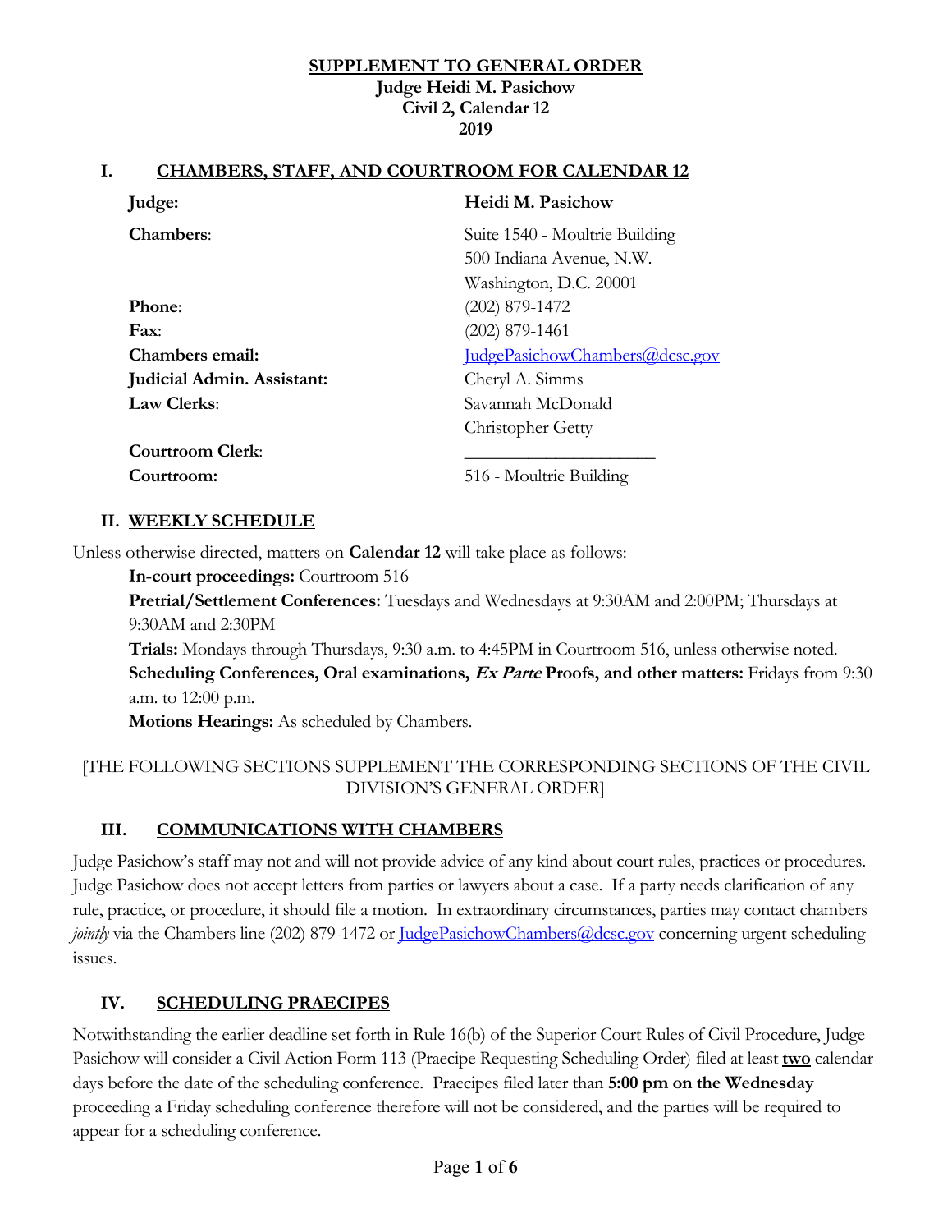**SUPPLEMENT TO GENERAL ORDER**
**Judge Heidi M. Pasichow**
**Civil 2, Calendar 12**
**2019**

## I. CHAMBERS, STAFF, AND COURTROOM FOR CALENDAR 12

| | |
|---|---|
| **Judge:** | **Heidi M. Pasichow** |
| **Chambers**: | Suite 1540 - Moultrie Building<br>500 Indiana Avenue, N.W.<br>Washington, D.C. 20001 |
| **Phone**: | (202) 879-1472 |
| **Fax**: | (202) 879-1461 |
| **Chambers email:** | JudgePasichowChambers@dcsc.gov |
| **Judicial Admin. Assistant:** | Cheryl A. Simms |
| **Law Clerks**: | Savannah McDonald<br>Christopher Getty |
| **Courtroom Clerk**: | ____________________ |
| **Courtroom:** | 516 - Moultrie Building |

## II. WEEKLY SCHEDULE

Unless otherwise directed, matters on **Calendar 12** will take place as follows:

**In-court proceedings:** Courtroom 516

**Pretrial/Settlement Conferences:** Tuesdays and Wednesdays at 9:30AM and 2:00PM; Thursdays at 9:30AM and 2:30PM

**Trials:** Mondays through Thursdays, 9:30 a.m. to 4:45PM in Courtroom 516, unless otherwise noted.

**Scheduling Conferences, Oral examinations, *Ex Parte* Proofs, and other matters:** Fridays from 9:30 a.m. to 12:00 p.m.

**Motions Hearings:** As scheduled by Chambers.

[THE FOLLOWING SECTIONS SUPPLEMENT THE CORRESPONDING SECTIONS OF THE CIVIL DIVISION'S GENERAL ORDER]

## III. COMMUNICATIONS WITH CHAMBERS

Judge Pasichow's staff may not and will not provide advice of any kind about court rules, practices or procedures. Judge Pasichow does not accept letters from parties or lawyers about a case. If a party needs clarification of any rule, practice, or procedure, it should file a motion. In extraordinary circumstances, parties may contact chambers *jointly* via the Chambers line (202) 879-1472 or JudgePasichowChambers@dcsc.gov concerning urgent scheduling issues.

## IV. SCHEDULING PRAECIPES

Notwithstanding the earlier deadline set forth in Rule 16(b) of the Superior Court Rules of Civil Procedure, Judge Pasichow will consider a Civil Action Form 113 (Praecipe Requesting Scheduling Order) filed at least **two** calendar days before the date of the scheduling conference. Praecipes filed later than **5:00 pm on the Wednesday** proceeding a Friday scheduling conference therefore will not be considered, and the parties will be required to appear for a scheduling conference.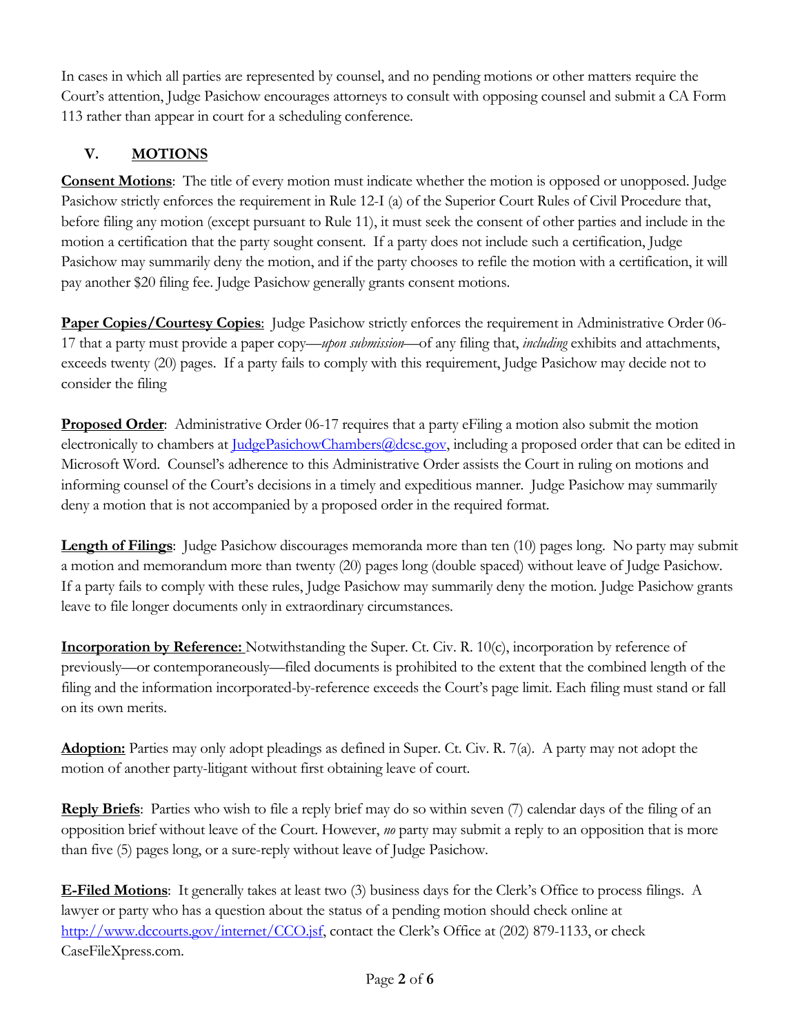In cases in which all parties are represented by counsel, and no pending motions or other matters require the Court's attention, Judge Pasichow encourages attorneys to consult with opposing counsel and submit a CA Form 113 rather than appear in court for a scheduling conference.

## V. MOTIONS

**Consent Motions**: The title of every motion must indicate whether the motion is opposed or unopposed. Judge Pasichow strictly enforces the requirement in Rule 12-I (a) of the Superior Court Rules of Civil Procedure that, before filing any motion (except pursuant to Rule 11), it must seek the consent of other parties and include in the motion a certification that the party sought consent. If a party does not include such a certification, Judge Pasichow may summarily deny the motion, and if the party chooses to refile the motion with a certification, it will pay another $20 filing fee. Judge Pasichow generally grants consent motions.

**Paper Copies/Courtesy Copies**: Judge Pasichow strictly enforces the requirement in Administrative Order 06-17 that a party must provide a paper copy—*upon submission*—of any filing that, *including* exhibits and attachments, exceeds twenty (20) pages. If a party fails to comply with this requirement, Judge Pasichow may decide not to consider the filing

**Proposed Order**: Administrative Order 06-17 requires that a party eFiling a motion also submit the motion electronically to chambers at JudgePasichowChambers@dcsc.gov, including a proposed order that can be edited in Microsoft Word. Counsel's adherence to this Administrative Order assists the Court in ruling on motions and informing counsel of the Court's decisions in a timely and expeditious manner. Judge Pasichow may summarily deny a motion that is not accompanied by a proposed order in the required format.

**Length of Filings**: Judge Pasichow discourages memoranda more than ten (10) pages long. No party may submit a motion and memorandum more than twenty (20) pages long (double spaced) without leave of Judge Pasichow. If a party fails to comply with these rules, Judge Pasichow may summarily deny the motion. Judge Pasichow grants leave to file longer documents only in extraordinary circumstances.

**Incorporation by Reference:** Notwithstanding the Super. Ct. Civ. R. 10(c), incorporation by reference of previously—or contemporaneously—filed documents is prohibited to the extent that the combined length of the filing and the information incorporated-by-reference exceeds the Court's page limit. Each filing must stand or fall on its own merits.

**Adoption:** Parties may only adopt pleadings as defined in Super. Ct. Civ. R. 7(a). A party may not adopt the motion of another party-litigant without first obtaining leave of court.

**Reply Briefs**: Parties who wish to file a reply brief may do so within seven (7) calendar days of the filing of an opposition brief without leave of the Court. However, *no* party may submit a reply to an opposition that is more than five (5) pages long, or a sure-reply without leave of Judge Pasichow.

**E-Filed Motions**: It generally takes at least two (3) business days for the Clerk's Office to process filings. A lawyer or party who has a question about the status of a pending motion should check online at http://www.dccourts.gov/internet/CCO.jsf, contact the Clerk's Office at (202) 879-1133, or check CaseFileXpress.com.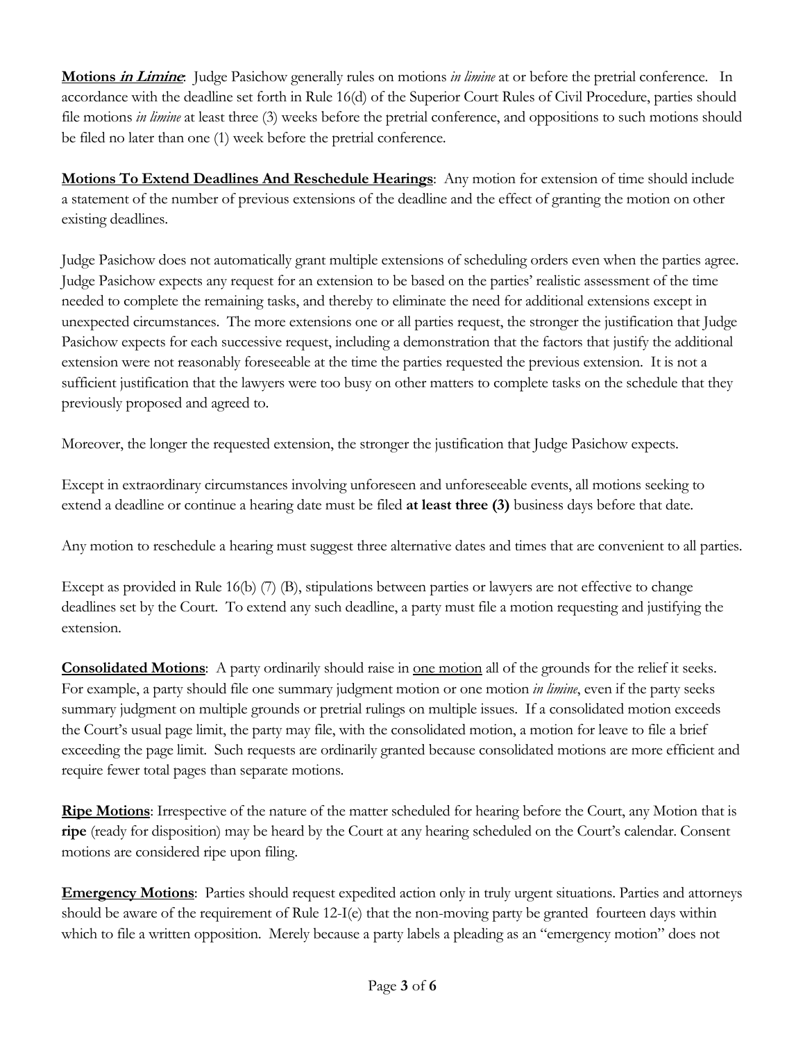**Motions *in Limine***: Judge Pasichow generally rules on motions *in limine* at or before the pretrial conference. In accordance with the deadline set forth in Rule 16(d) of the Superior Court Rules of Civil Procedure, parties should file motions *in limine* at least three (3) weeks before the pretrial conference, and oppositions to such motions should be filed no later than one (1) week before the pretrial conference.

**Motions To Extend Deadlines And Reschedule Hearings**: Any motion for extension of time should include a statement of the number of previous extensions of the deadline and the effect of granting the motion on other existing deadlines.

Judge Pasichow does not automatically grant multiple extensions of scheduling orders even when the parties agree. Judge Pasichow expects any request for an extension to be based on the parties' realistic assessment of the time needed to complete the remaining tasks, and thereby to eliminate the need for additional extensions except in unexpected circumstances. The more extensions one or all parties request, the stronger the justification that Judge Pasichow expects for each successive request, including a demonstration that the factors that justify the additional extension were not reasonably foreseeable at the time the parties requested the previous extension. It is not a sufficient justification that the lawyers were too busy on other matters to complete tasks on the schedule that they previously proposed and agreed to.

Moreover, the longer the requested extension, the stronger the justification that Judge Pasichow expects.

Except in extraordinary circumstances involving unforeseen and unforeseeable events, all motions seeking to extend a deadline or continue a hearing date must be filed **at least three (3)** business days before that date.

Any motion to reschedule a hearing must suggest three alternative dates and times that are convenient to all parties.

Except as provided in Rule 16(b) (7) (B), stipulations between parties or lawyers are not effective to change deadlines set by the Court. To extend any such deadline, a party must file a motion requesting and justifying the extension.

**Consolidated Motions**: A party ordinarily should raise in one motion all of the grounds for the relief it seeks. For example, a party should file one summary judgment motion or one motion *in limine*, even if the party seeks summary judgment on multiple grounds or pretrial rulings on multiple issues. If a consolidated motion exceeds the Court's usual page limit, the party may file, with the consolidated motion, a motion for leave to file a brief exceeding the page limit. Such requests are ordinarily granted because consolidated motions are more efficient and require fewer total pages than separate motions.

**Ripe Motions**: Irrespective of the nature of the matter scheduled for hearing before the Court, any Motion that is **ripe** (ready for disposition) may be heard by the Court at any hearing scheduled on the Court's calendar. Consent motions are considered ripe upon filing.

**Emergency Motions**: Parties should request expedited action only in truly urgent situations. Parties and attorneys should be aware of the requirement of Rule 12-I(e) that the non-moving party be granted fourteen days within which to file a written opposition. Merely because a party labels a pleading as an "emergency motion" does not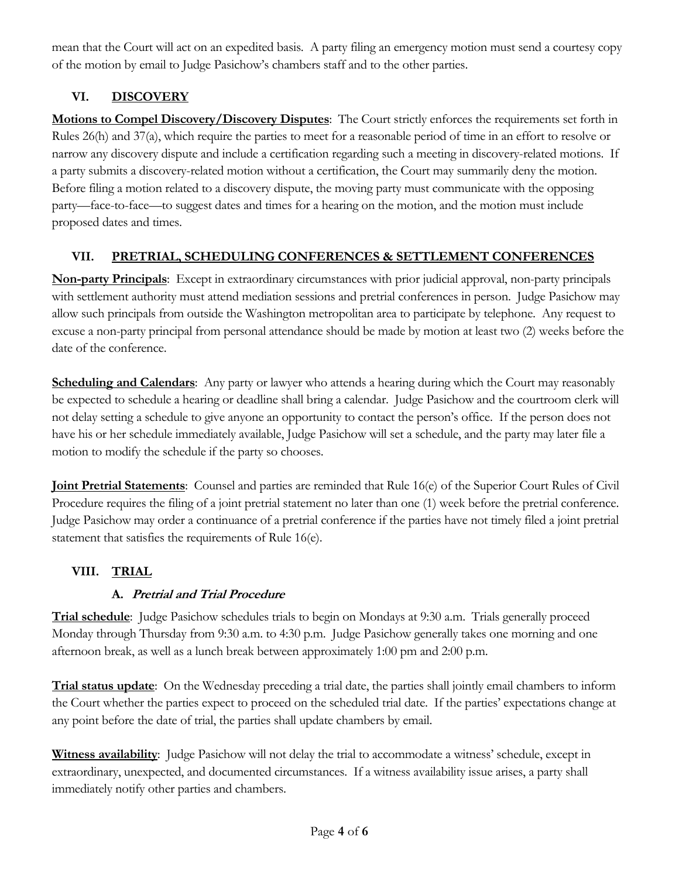mean that the Court will act on an expedited basis. A party filing an emergency motion must send a courtesy copy of the motion by email to Judge Pasichow's chambers staff and to the other parties.

## VI. DISCOVERY

**Motions to Compel Discovery/Discovery Disputes**: The Court strictly enforces the requirements set forth in Rules 26(h) and 37(a), which require the parties to meet for a reasonable period of time in an effort to resolve or narrow any discovery dispute and include a certification regarding such a meeting in discovery-related motions. If a party submits a discovery-related motion without a certification, the Court may summarily deny the motion. Before filing a motion related to a discovery dispute, the moving party must communicate with the opposing party—face-to-face—to suggest dates and times for a hearing on the motion, and the motion must include proposed dates and times.

## VII. PRETRIAL, SCHEDULING CONFERENCES & SETTLEMENT CONFERENCES

**Non-party Principals**: Except in extraordinary circumstances with prior judicial approval, non-party principals with settlement authority must attend mediation sessions and pretrial conferences in person. Judge Pasichow may allow such principals from outside the Washington metropolitan area to participate by telephone. Any request to excuse a non-party principal from personal attendance should be made by motion at least two (2) weeks before the date of the conference.

**Scheduling and Calendars**: Any party or lawyer who attends a hearing during which the Court may reasonably be expected to schedule a hearing or deadline shall bring a calendar. Judge Pasichow and the courtroom clerk will not delay setting a schedule to give anyone an opportunity to contact the person's office. If the person does not have his or her schedule immediately available, Judge Pasichow will set a schedule, and the party may later file a motion to modify the schedule if the party so chooses.

**Joint Pretrial Statements**: Counsel and parties are reminded that Rule 16(e) of the Superior Court Rules of Civil Procedure requires the filing of a joint pretrial statement no later than one (1) week before the pretrial conference. Judge Pasichow may order a continuance of a pretrial conference if the parties have not timely filed a joint pretrial statement that satisfies the requirements of Rule 16(e).

## VIII. TRIAL

### A. *Pretrial and Trial Procedure*

**Trial schedule**: Judge Pasichow schedules trials to begin on Mondays at 9:30 a.m. Trials generally proceed Monday through Thursday from 9:30 a.m. to 4:30 p.m. Judge Pasichow generally takes one morning and one afternoon break, as well as a lunch break between approximately 1:00 pm and 2:00 p.m.

**Trial status update**: On the Wednesday preceding a trial date, the parties shall jointly email chambers to inform the Court whether the parties expect to proceed on the scheduled trial date. If the parties' expectations change at any point before the date of trial, the parties shall update chambers by email.

**Witness availability**: Judge Pasichow will not delay the trial to accommodate a witness' schedule, except in extraordinary, unexpected, and documented circumstances. If a witness availability issue arises, a party shall immediately notify other parties and chambers.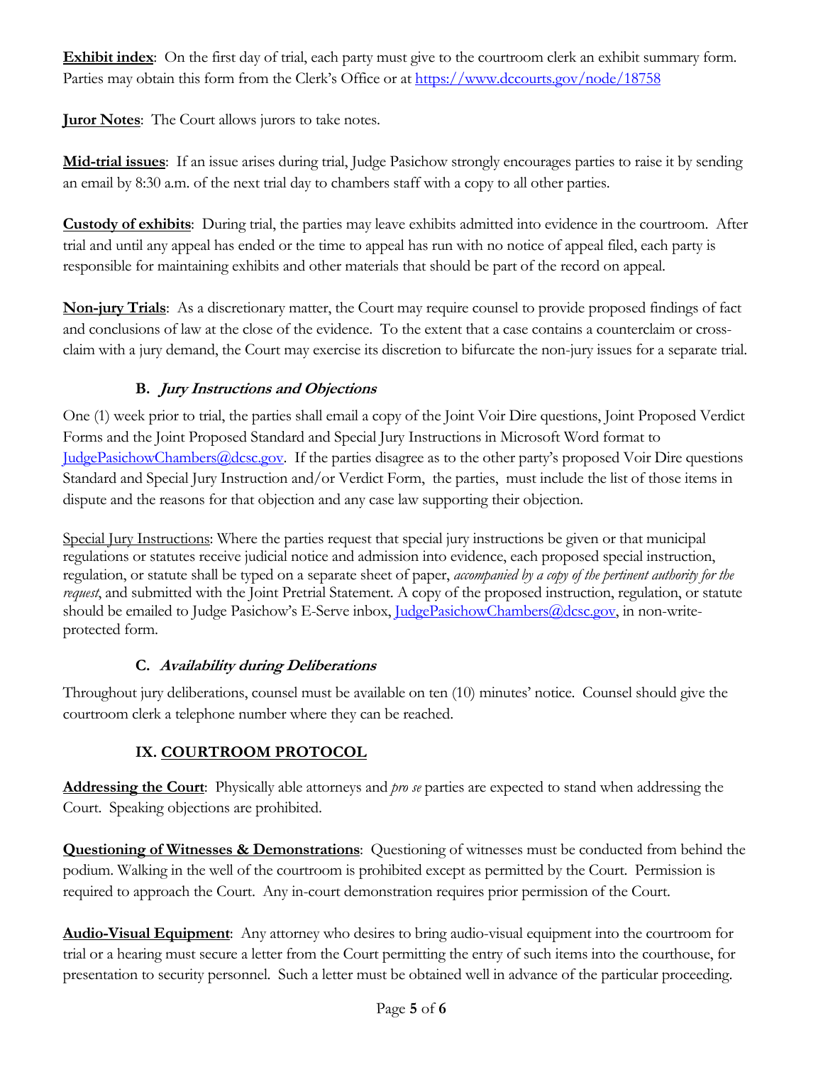**Exhibit index**: On the first day of trial, each party must give to the courtroom clerk an exhibit summary form. Parties may obtain this form from the Clerk's Office or at https://www.dccourts.gov/node/18758

**Juror Notes**: The Court allows jurors to take notes.

**Mid-trial issues**: If an issue arises during trial, Judge Pasichow strongly encourages parties to raise it by sending an email by 8:30 a.m. of the next trial day to chambers staff with a copy to all other parties.

**Custody of exhibits**: During trial, the parties may leave exhibits admitted into evidence in the courtroom. After trial and until any appeal has ended or the time to appeal has run with no notice of appeal filed, each party is responsible for maintaining exhibits and other materials that should be part of the record on appeal.

**Non-jury Trials**: As a discretionary matter, the Court may require counsel to provide proposed findings of fact and conclusions of law at the close of the evidence. To the extent that a case contains a counterclaim or cross-claim with a jury demand, the Court may exercise its discretion to bifurcate the non-jury issues for a separate trial.

### B. *Jury Instructions and Objections*

One (1) week prior to trial, the parties shall email a copy of the Joint Voir Dire questions, Joint Proposed Verdict Forms and the Joint Proposed Standard and Special Jury Instructions in Microsoft Word format to JudgePasichowChambers@dcsc.gov. If the parties disagree as to the other party's proposed Voir Dire questions Standard and Special Jury Instruction and/or Verdict Form, the parties, must include the list of those items in dispute and the reasons for that objection and any case law supporting their objection.

Special Jury Instructions: Where the parties request that special jury instructions be given or that municipal regulations or statutes receive judicial notice and admission into evidence, each proposed special instruction, regulation, or statute shall be typed on a separate sheet of paper, *accompanied by a copy of the pertinent authority for the request*, and submitted with the Joint Pretrial Statement. A copy of the proposed instruction, regulation, or statute should be emailed to Judge Pasichow's E-Serve inbox, JudgePasichowChambers@dcsc.gov, in non-write-protected form.

### C. *Availability during Deliberations*

Throughout jury deliberations, counsel must be available on ten (10) minutes' notice. Counsel should give the courtroom clerk a telephone number where they can be reached.

## IX. COURTROOM PROTOCOL

**Addressing the Court**: Physically able attorneys and *pro se* parties are expected to stand when addressing the Court. Speaking objections are prohibited.

**Questioning of Witnesses & Demonstrations**: Questioning of witnesses must be conducted from behind the podium. Walking in the well of the courtroom is prohibited except as permitted by the Court. Permission is required to approach the Court. Any in-court demonstration requires prior permission of the Court.

**Audio-Visual Equipment**: Any attorney who desires to bring audio-visual equipment into the courtroom for trial or a hearing must secure a letter from the Court permitting the entry of such items into the courthouse, for presentation to security personnel. Such a letter must be obtained well in advance of the particular proceeding.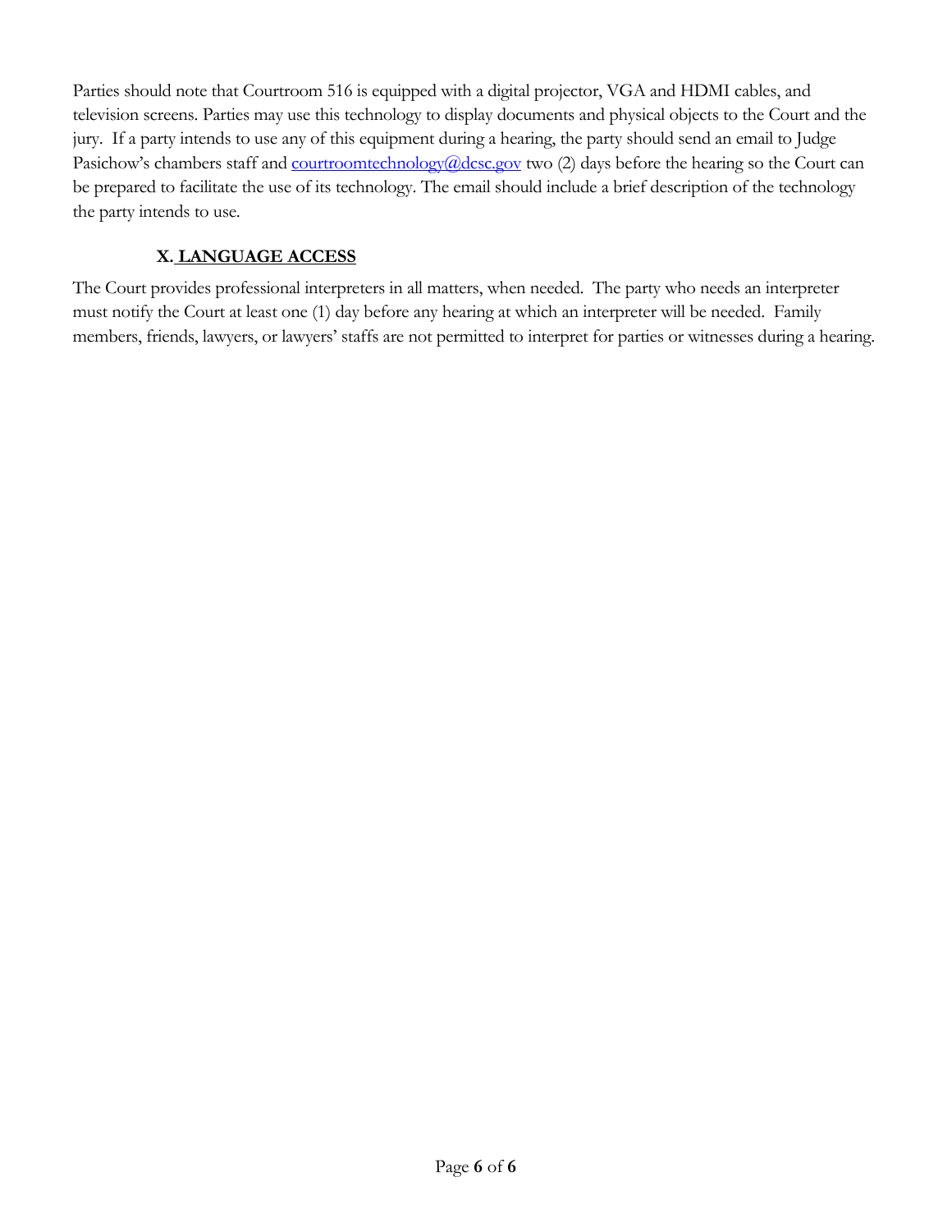Parties should note that Courtroom 516 is equipped with a digital projector, VGA and HDMI cables, and television screens. Parties may use this technology to display documents and physical objects to the Court and the jury. If a party intends to use any of this equipment during a hearing, the party should send an email to Judge Pasichow's chambers staff and courtroomtechnology@dcsc.gov two (2) days before the hearing so the Court can be prepared to facilitate the use of its technology. The email should include a brief description of the technology the party intends to use.

## X. LANGUAGE ACCESS

The Court provides professional interpreters in all matters, when needed. The party who needs an interpreter must notify the Court at least one (1) day before any hearing at which an interpreter will be needed. Family members, friends, lawyers, or lawyers' staffs are not permitted to interpret for parties or witnesses during a hearing.